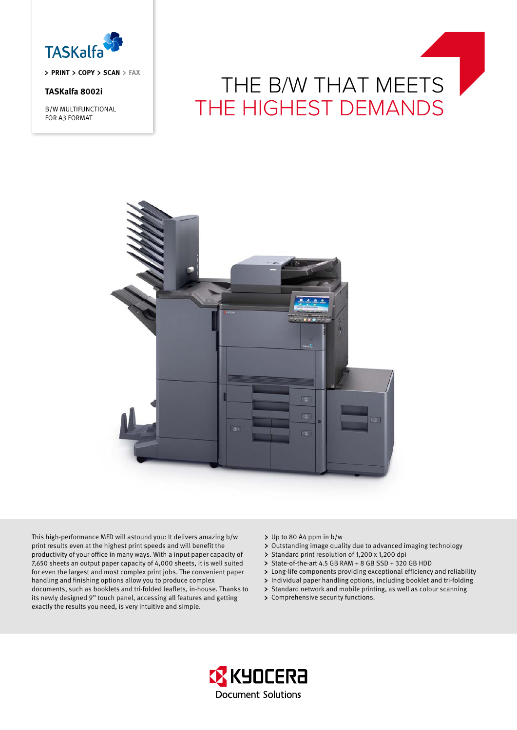TASKalfa

> PRINT > COPY > SCAN > FAX

**TASKalfa 8002i**

B/W MULTIFUNCTIONAL
FOR A3 FORMAT

# THE B/W THAT MEETS THE HIGHEST DEMANDS

This high-performance MFD will astound you: It delivers amazing b/w print results even at the highest print speeds and will benefit the productivity of your office in many ways. With a input paper capacity of 7,650 sheets an output paper capacity of 4,000 sheets, it is well suited for even the largest and most complex print jobs. The convenient paper handling and finishing options allow you to produce complex documents, such as booklets and tri-folded leaflets, in-house. Thanks to its newly designed 9" touch panel, accessing all features and getting exactly the results you need, is very intuitive and simple.

- Up to 80 A4 ppm in b/w
- Outstanding image quality due to advanced imaging technology
- Standard print resolution of 1,200 x 1,200 dpi
- State-of-the-art 4.5 GB RAM + 8 GB SSD + 320 GB HDD
- Long-life components providing exceptional efficiency and reliability
- Individual paper handling options, including booklet and tri-folding
- Standard network and mobile printing, as well as colour scanning
- Comprehensive security functions.

KYOCERA Document Solutions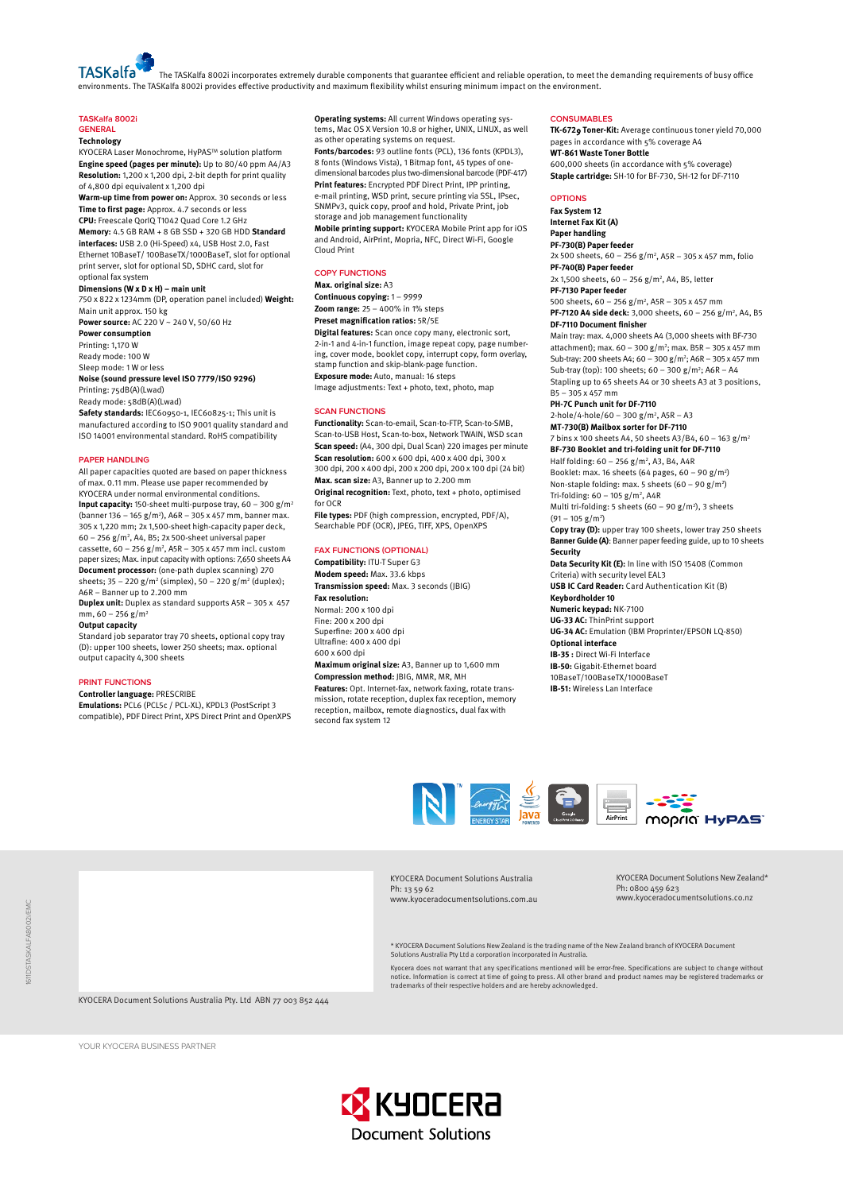TASKalfa The TASKalfa 8002i incorporates extremely durable components that guarantee efficient and reliable operation, to meet the demanding requirements of busy office environments. The TASKalfa 8002i provides effective productivity and maximum flexibility whilst ensuring minimum impact on the environment.

## TASKalfa 8002i
## GENERAL

**Technology**
KYOCERA Laser Monochrome, HyPAS™ solution platform
**Engine speed (pages per minute):** Up to 80/40 ppm A4/A3
**Resolution:** 1,200 x 1,200 dpi, 2-bit depth for print quality of 4,800 dpi equivalent x 1,200 dpi
**Warm-up time from power on:** Approx. 30 seconds or less
**Time to first page:** Approx. 4.7 seconds or less
**CPU:** Freescale QorIQ T1042 Quad Core 1.2 GHz
**Memory:** 4.5 GB RAM + 8 GB SSD + 320 GB HDD **Standard interfaces:** USB 2.0 (Hi-Speed) x4, USB Host 2.0, Fast Ethernet 10BaseT/ 100BaseTX/1000BaseT, slot for optional print server, slot for optional SD, SDHC card, slot for optional fax system
**Dimensions (W x D x H) – main unit**
750 x 822 x 1234mm (DP, operation panel included) **Weight:** Main unit approx. 150 kg
**Power source:** AC 220 V ~ 240 V, 50/60 Hz
**Power consumption**
Printing: 1,170 W
Ready mode: 100 W
Sleep mode: 1 W or less
**Noise (sound pressure level ISO 7779/ISO 9296)**
Printing: 75dB(A)(Lwad)
Ready mode: 58dB(A)(Lwad)
**Safety standards:** IEC60950-1, IEC60825-1; This unit is manufactured according to ISO 9001 quality standard and ISO 14001 environmental standard. RoHS compatibility

## PAPER HANDLING

All paper capacities quoted are based on paper thickness of max. 0.11 mm. Please use paper recommended by KYOCERA under normal environmental conditions.
**Input capacity:** 150-sheet multi-purpose tray, 60 – 300 g/m² (banner 136 – 165 g/m²), A6R – 305 x 457 mm, banner max. 305 x 1,220 mm; 2x 1,500-sheet high-capacity paper deck, 60 – 256 g/m², A4, B5; 2x 500-sheet universal paper cassette, 60 – 256 g/m², A5R – 305 x 457 mm incl. custom paper sizes; Max. input capacity with options: 7,650 sheets A4
**Document processor:** (one-path duplex scanning) 270 sheets; 35 – 220 g/m² (simplex), 50 – 220 g/m² (duplex); A6R – Banner up to 2.200 mm
**Duplex unit:** Duplex as standard supports A5R – 305 x 457 mm, 60 – 256 g/m²
**Output capacity**
Standard job separator tray 70 sheets, optional copy tray (D): upper 100 sheets, lower 250 sheets; max. optional output capacity 4,300 sheets

## PRINT FUNCTIONS

**Controller language:** PRESCRIBE
**Emulations:** PCL6 (PCL5c / PCL-XL), KPDL3 (PostScript 3 compatible), PDF Direct Print, XPS Direct Print and OpenXPS
**Operating systems:** All current Windows operating systems, Mac OS X Version 10.8 or higher, UNIX, LINUX, as well as other operating systems on request.
**Fonts/barcodes:** 93 outline fonts (PCL), 136 fonts (KPDL3), 8 fonts (Windows Vista), 1 Bitmap font, 45 types of one-dimensional barcodes plus two-dimensional barcode (PDF-417)
**Print features:** Encrypted PDF Direct Print, IPP printing, e-mail printing, WSD print, secure printing via SSL, IPsec, SNMPv3, quick copy, proof and hold, Private Print, job storage and job management functionality
**Mobile printing support:** KYOCERA Mobile Print app for iOS and Android, AirPrint, Mopria, NFC, Direct Wi-Fi, Google Cloud Print

## COPY FUNCTIONS

**Max. original size:** A3
**Continuous copying:** 1 – 9999
**Zoom range:** 25 – 400% in 1% steps
**Preset magnification ratios:** 5R/5E
**Digital features:** Scan once copy many, electronic sort, 2-in-1 and 4-in-1 function, image repeat copy, page numbering, cover mode, booklet copy, interrupt copy, form overlay, stamp function and skip-blank-page function.
**Exposure mode:** Auto, manual: 16 steps
Image adjustments: Text + photo, text, photo, map

## SCAN FUNCTIONS

**Functionality:** Scan-to-email, Scan-to-FTP, Scan-to-SMB, Scan-to-USB Host, Scan-to-box, Network TWAIN, WSD scan
**Scan speed:** (A4, 300 dpi, Dual Scan) 220 images per minute
**Scan resolution:** 600 x 600 dpi, 400 x 400 dpi, 300 x 300 dpi, 200 x 400 dpi, 200 x 200 dpi, 200 x 100 dpi (24 bit)
**Max. scan size:** A3, Banner up to 2.200 mm
**Original recognition:** Text, photo, text + photo, optimised for OCR
**File types:** PDF (high compression, encrypted, PDF/A), Searchable PDF (OCR), JPEG, TIFF, XPS, OpenXPS

## FAX FUNCTIONS (OPTIONAL)

**Compatibility:** ITU-T Super G3
**Modem speed:** Max. 33.6 kbps
**Transmission speed:** Max. 3 seconds (JBIG)
**Fax resolution:**
Normal: 200 x 100 dpi
Fine: 200 x 200 dpi
Superfine: 200 x 400 dpi
Ultrafine: 400 x 400 dpi
600 x 600 dpi
**Maximum original size:** A3, Banner up to 1,600 mm
**Compression method:** JBIG, MMR, MR, MH
**Features:** Opt. Internet-fax, network faxing, rotate transmission, rotate reception, duplex fax reception, memory reception, mailbox, remote diagnostics, dual fax with second fax system 12

## CONSUMABLES

**TK-6729 Toner-Kit:** Average continuous toner yield 70,000 pages in accordance with 5% coverage A4
**WT-861 Waste Toner Bottle**
600,000 sheets (in accordance with 5% coverage)
**Staple cartridge:** SH-10 for BF-730, SH-12 for DF-7110

## OPTIONS

**Fax System 12**
**Internet Fax Kit (A)**
**Paper handling**
**PF-730(B) Paper feeder**
2x 500 sheets, 60 – 256 g/m², A5R – 305 x 457 mm, folio
**PF-740(B) Paper feeder**
2x 1,500 sheets, 60 – 256 g/m², A4, B5, letter
**PF-7130 Paper feeder**
500 sheets, 60 – 256 g/m², A5R – 305 x 457 mm
**PF-7120 A4 side deck:** 3,000 sheets, 60 – 256 g/m², A4, B5
**DF-7110 Document finisher**
Main tray: max. 4,000 sheets A4 (3,000 sheets with BF-730 attachment); max. 60 – 300 g/m²; max. B5R – 305 x 457 mm
Sub-tray: 200 sheets A4; 60 – 300 g/m²; A6R – 305 x 457 mm
Sub-tray (top): 100 sheets; 60 – 300 g/m²; A6R – A4
Stapling up to 65 sheets A4 or 30 sheets A3 at 3 positions, B5 – 305 x 457 mm
**PH-7C Punch unit for DF-7110**
2-hole/4-hole/60 – 300 g/m², A5R – A3
**MT-730(B) Mailbox sorter for DF-7110**
7 bins x 100 sheets A4, 50 sheets A3/B4, 60 – 163 g/m²
**BF-730 Booklet and tri-folding unit for DF-7110**
Half folding: 60 – 256 g/m², A3, B4, A4R
Booklet: max. 16 sheets (64 pages, 60 – 90 g/m²)
Non-staple folding: max. 5 sheets (60 – 90 g/m²)
Tri-folding: 60 – 105 g/m², A4R
Multi tri-folding: 5 sheets (60 – 90 g/m²), 3 sheets (91 – 105 g/m²)
**Copy tray (D):** upper tray 100 sheets, lower tray 250 sheets
**Banner Guide (A)**: Banner paper feeding guide, up to 10 sheets
**Security**
**Data Security Kit (E):** In line with ISO 15408 (Common Criteria) with security level EAL3
**USB IC Card Reader:** Card Authentication Kit (B)
**Keybordholder 10**
**Numeric keypad:** NK-7100
**UG-33 AC:** ThinPrint support
**UG-34 AC:** Emulation (IBM Proprinter/EPSON LQ-850)
**Optional interface**
**IB-35 :** Direct Wi-Fi Interface
**IB-50:** Gigabit-Ethernet board 10BaseT/100BaseTX/1000BaseT
**IB-51:** Wireless Lan Interface

ENERGY STAR, Java, Google Cloud Print, AirPrint, mopria, HyPAS

KYOCERA Document Solutions Australia
Ph: 13 59 62
www.kyoceradocumentsolutions.com.au

KYOCERA Document Solutions New Zealand*
Ph: 0800 459 623
www.kyoceradocumentsolutions.co.nz

\* KYOCERA Document Solutions New Zealand is the trading name of the New Zealand branch of KYOCERA Document Solutions Australia Pty Ltd a corporation incorporated in Australia.

Kyocera does not warrant that any specifications mentioned will be error-free. Specifications are subject to change without notice. Information is correct at time of going to press. All other brand and product names may be registered trademarks or trademarks of their respective holders and are hereby acknowledged.

KYOCERA Document Solutions Australia Pty. Ltd ABN 77 003 852 444

1611DSTASKALFA8002i/EMC

YOUR KYOCERA BUSINESS PARTNER

KYOCERA Document Solutions